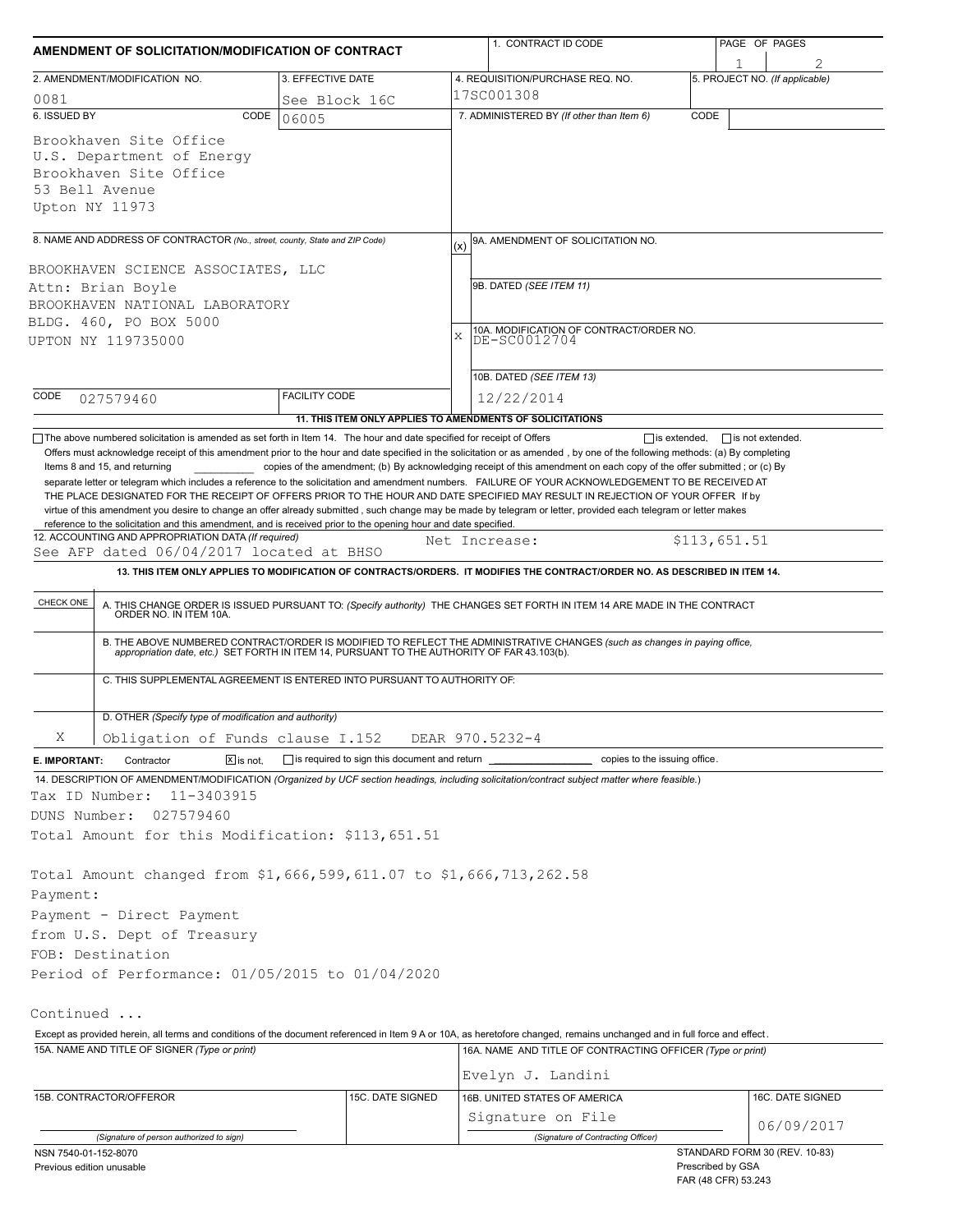# AMENDMENT OF SOLICITATION/MODIFICATION OF CONTRACT

| 1. CONTRACT ID CODE | PAGE OF PAGES |
|---|---|
| | 1 / 2 |

| 2. AMENDMENT/MODIFICATION NO. | 3. EFFECTIVE DATE | 4. REQUISITION/PURCHASE REQ. NO. | 5. PROJECT NO. (If applicable) |
|---|---|---|---|
| 0081 | See Block 16C | 17SC001308 | |

**6. ISSUED BY** CODE 06005

Brookhaven Site Office
U.S. Department of Energy
Brookhaven Site Office
53 Bell Avenue
Upton NY 11973

**7. ADMINISTERED BY** (If other than Item 6) CODE

**8. NAME AND ADDRESS OF CONTRACTOR** (No., street, county, State and ZIP Code)

BROOKHAVEN SCIENCE ASSOCIATES, LLC
Attn: Brian Boyle
BROOKHAVEN NATIONAL LABORATORY
BLDG. 460, PO BOX 5000
UPTON NY 119735000

CODE 027579460 FACILITY CODE

(x) 9A. AMENDMENT OF SOLICITATION NO.

9B. DATED (SEE ITEM 11)

X 10A. MODIFICATION OF CONTRACT/ORDER NO.
DE-SC0012704

10B. DATED (SEE ITEM 13)
12/22/2014

**11. THIS ITEM ONLY APPLIES TO AMENDMENTS OF SOLICITATIONS**

☐ The above numbered solicitation is amended as set forth in Item 14. The hour and date specified for receipt of Offers ☐ is extended, ☐ is not extended.
Offers must acknowledge receipt of this amendment prior to the hour and date specified in the solicitation or as amended, by one of the following methods: (a) By completing Items 8 and 15, and returning ____ copies of the amendment; (b) By acknowledging receipt of this amendment on each copy of the offer submitted ; or (c) By separate letter or telegram which includes a reference to the solicitation and amendment numbers. FAILURE OF YOUR ACKNOWLEDGEMENT TO BE RECEIVED AT THE PLACE DESIGNATED FOR THE RECEIPT OF OFFERS PRIOR TO THE HOUR AND DATE SPECIFIED MAY RESULT IN REJECTION OF YOUR OFFER If by virtue of this amendment you desire to change an offer already submitted , such change may be made by telegram or letter, provided each telegram or letter makes reference to the solicitation and this amendment, and is received prior to the opening hour and date specified.

**12. ACCOUNTING AND APPROPRIATION DATA** (If required)
See AFP dated 06/04/2017 located at BHSO    Net Increase: $113,651.51

**13. THIS ITEM ONLY APPLIES TO MODIFICATION OF CONTRACTS/ORDERS. IT MODIFIES THE CONTRACT/ORDER NO. AS DESCRIBED IN ITEM 14.**

| CHECK ONE | |
|---|---|
| | A. THIS CHANGE ORDER IS ISSUED PURSUANT TO: (Specify authority) THE CHANGES SET FORTH IN ITEM 14 ARE MADE IN THE CONTRACT ORDER NO. IN ITEM 10A. |
| | B. THE ABOVE NUMBERED CONTRACT/ORDER IS MODIFIED TO REFLECT THE ADMINISTRATIVE CHANGES (such as changes in paying office, appropriation date, etc.) SET FORTH IN ITEM 14, PURSUANT TO THE AUTHORITY OF FAR 43.103(b). |
| | C. THIS SUPPLEMENTAL AGREEMENT IS ENTERED INTO PURSUANT TO AUTHORITY OF: |
| X | D. OTHER (Specify type of modification and authority) Obligation of Funds clause I.152 DEAR 970.5232-4 |

**E. IMPORTANT:** Contractor ☒ is not, ☐ is required to sign this document and return ____ copies to the issuing office.

**14. DESCRIPTION OF AMENDMENT/MODIFICATION** (Organized by UCF section headings, including solicitation/contract subject matter where feasible.)

Tax ID Number: 11-3403915
DUNS Number: 027579460
Total Amount for this Modification: $113,651.51

Total Amount changed from $1,666,599,611.07 to $1,666,713,262.58
Payment:
Payment - Direct Payment
from U.S. Dept of Treasury
FOB: Destination
Period of Performance: 01/05/2015 to 01/04/2020

Continued ...

Except as provided herein, all terms and conditions of the document referenced in Item 9 A or 10A, as heretofore changed, remains unchanged and in full force and effect.

| 15A. NAME AND TITLE OF SIGNER (Type or print) | | 16A. NAME AND TITLE OF CONTRACTING OFFICER (Type or print) | |
|---|---|---|---|
| | | Evelyn J. Landini | |
| 15B. CONTRACTOR/OFFEROR | 15C. DATE SIGNED | 16B. UNITED STATES OF AMERICA | 16C. DATE SIGNED |
| (Signature of person authorized to sign) | | Signature on File (Signature of Contracting Officer) | 06/09/2017 |

NSN 7540-01-152-8070
Previous edition unusable

STANDARD FORM 30 (REV. 10-83)
Prescribed by GSA
FAR (48 CFR) 53.243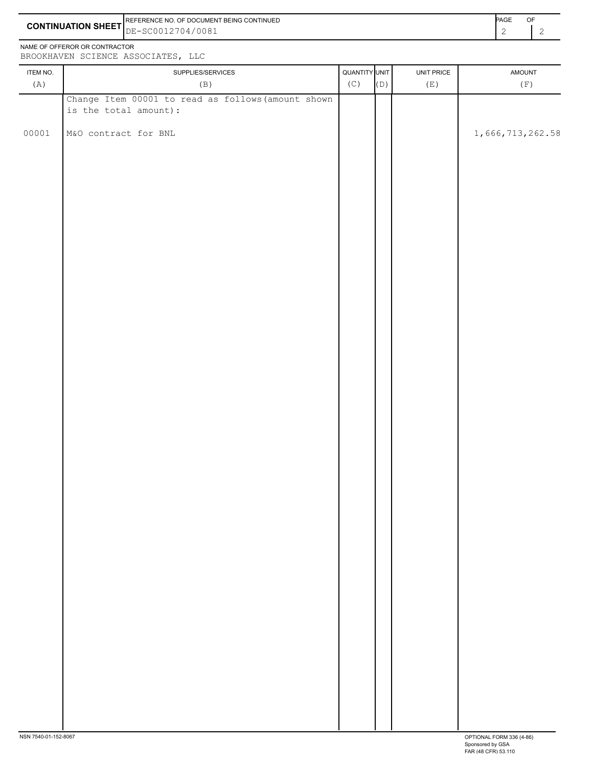**CONTINUATION SHEET**

REFERENCE NO. OF DOCUMENT BEING CONTINUED
DE-SC0012704/0081

NAME OF OFFEROR OR CONTRACTOR
BROOKHAVEN SCIENCE ASSOCIATES, LLC

| ITEM NO. (A) | SUPPLIES/SERVICES (B) | QUANTITY (C) | UNIT (D) | UNIT PRICE (E) | AMOUNT (F) |
|---|---|---|---|---|---|
| | Change Item 00001 to read as follows(amount shown is the total amount): | | | | |
| 00001 | M&O contract for BNL | | | | 1,666,713,262.58 |

NSN 7540-01-152-8067

OPTIONAL FORM 336 (4-86)
Sponsored by GSA
FAR (48 CFR) 53.110